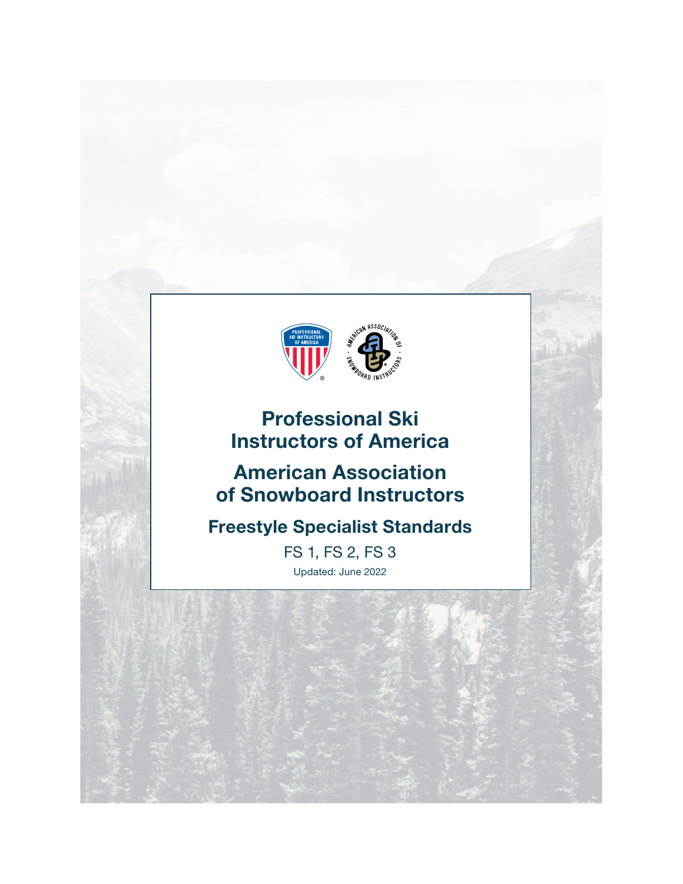# Professional Ski Instructors of America

# American Association of Snowboard Instructors

## Freestyle Specialist Standards

FS 1, FS 2, FS 3

Updated: June 2022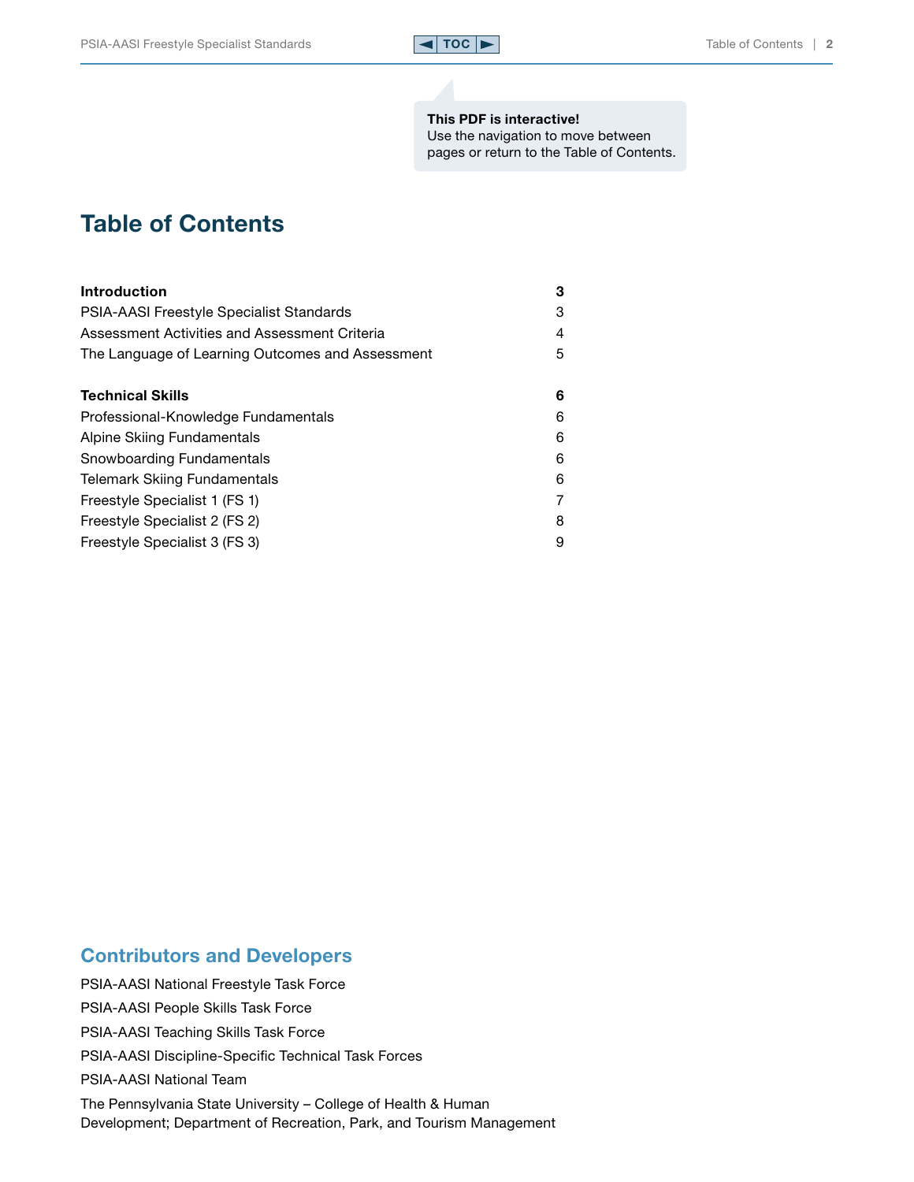**This PDF is interactive!**
Use the navigation to move between pages or return to the Table of Contents.

# Table of Contents

| | |
|---|---|
| **Introduction** | **3** |
| PSIA-AASI Freestyle Specialist Standards | 3 |
| Assessment Activities and Assessment Criteria | 4 |
| The Language of Learning Outcomes and Assessment | 5 |
| **Technical Skills** | **6** |
| Professional-Knowledge Fundamentals | 6 |
| Alpine Skiing Fundamentals | 6 |
| Snowboarding Fundamentals | 6 |
| Telemark Skiing Fundamentals | 6 |
| Freestyle Specialist 1 (FS 1) | 7 |
| Freestyle Specialist 2 (FS 2) | 8 |
| Freestyle Specialist 3 (FS 3) | 9 |

## Contributors and Developers

PSIA-AASI National Freestyle Task Force

PSIA-AASI People Skills Task Force

PSIA-AASI Teaching Skills Task Force

PSIA-AASI Discipline-Specific Technical Task Forces

PSIA-AASI National Team

The Pennsylvania State University – College of Health & Human Development; Department of Recreation, Park, and Tourism Management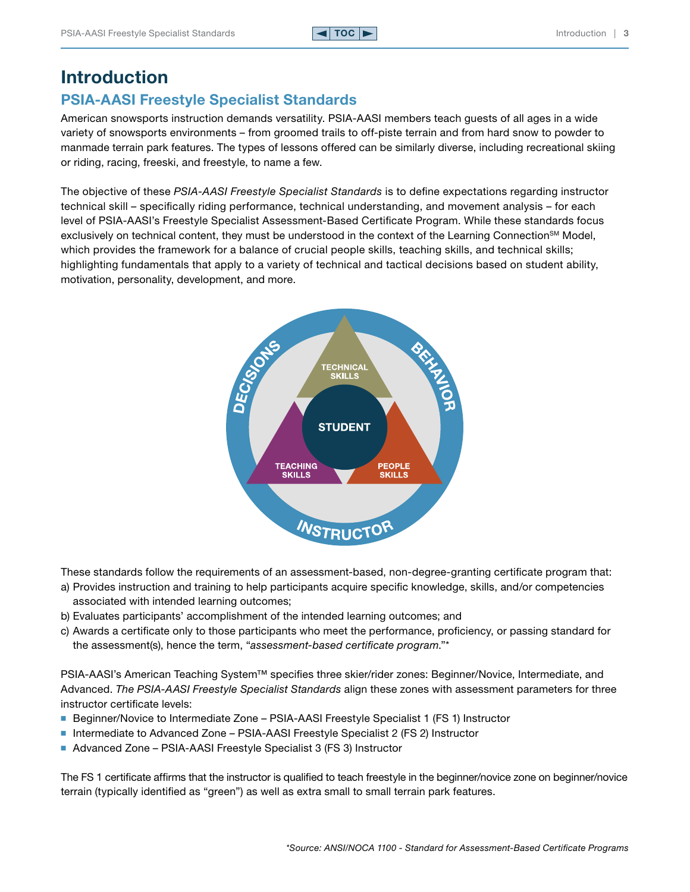# Introduction

## PSIA-AASI Freestyle Specialist Standards

American snowsports instruction demands versatility. PSIA-AASI members teach guests of all ages in a wide variety of snowsports environments – from groomed trails to off-piste terrain and from hard snow to powder to manmade terrain park features. The types of lessons offered can be similarly diverse, including recreational skiing or riding, racing, freeski, and freestyle, to name a few.

The objective of these *PSIA-AASI Freestyle Specialist Standards* is to define expectations regarding instructor technical skill – specifically riding performance, technical understanding, and movement analysis – for each level of PSIA-AASI's Freestyle Specialist Assessment-Based Certificate Program. While these standards focus exclusively on technical content, they must be understood in the context of the Learning Connection℠ Model, which provides the framework for a balance of crucial people skills, teaching skills, and technical skills; highlighting fundamentals that apply to a variety of technical and tactical decisions based on student ability, motivation, personality, development, and more.

DECISIONS BEHAVIOR TECHNICAL SKILLS STUDENT TEACHING SKILLS PEOPLE SKILLS INSTRUCTOR

These standards follow the requirements of an assessment-based, non-degree-granting certificate program that:

a) Provides instruction and training to help participants acquire specific knowledge, skills, and/or competencies associated with intended learning outcomes;
b) Evaluates participants' accomplishment of the intended learning outcomes; and
c) Awards a certificate only to those participants who meet the performance, proficiency, or passing standard for the assessment(s), hence the term, "*assessment-based certificate program*."*

PSIA-AASI's American Teaching System™ specifies three skier/rider zones: Beginner/Novice, Intermediate, and Advanced. *The PSIA-AASI Freestyle Specialist Standards* align these zones with assessment parameters for three instructor certificate levels:

- Beginner/Novice to Intermediate Zone – PSIA-AASI Freestyle Specialist 1 (FS 1) Instructor
- Intermediate to Advanced Zone – PSIA-AASI Freestyle Specialist 2 (FS 2) Instructor
- Advanced Zone – PSIA-AASI Freestyle Specialist 3 (FS 3) Instructor

The FS 1 certificate affirms that the instructor is qualified to teach freestyle in the beginner/novice zone on beginner/novice terrain (typically identified as "green") as well as extra small to small terrain park features.

*\*Source: ANSI/NOCA 1100 - Standard for Assessment-Based Certificate Programs*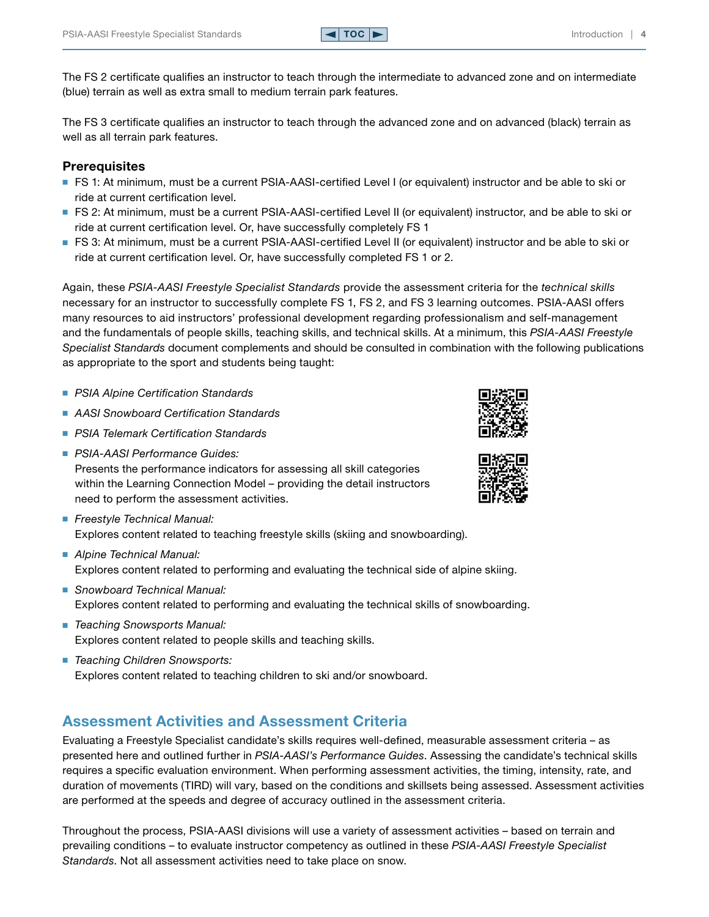The FS 2 certificate qualifies an instructor to teach through the intermediate to advanced zone and on intermediate (blue) terrain as well as extra small to medium terrain park features.

The FS 3 certificate qualifies an instructor to teach through the advanced zone and on advanced (black) terrain as well as all terrain park features.

### Prerequisites

- FS 1: At minimum, must be a current PSIA-AASI-certified Level I (or equivalent) instructor and be able to ski or ride at current certification level.
- FS 2: At minimum, must be a current PSIA-AASI-certified Level II (or equivalent) instructor, and be able to ski or ride at current certification level. Or, have successfully completely FS 1
- FS 3: At minimum, must be a current PSIA-AASI-certified Level II (or equivalent) instructor and be able to ski or ride at current certification level. Or, have successfully completed FS 1 or 2.

Again, these *PSIA-AASI Freestyle Specialist Standards* provide the assessment criteria for the *technical skills* necessary for an instructor to successfully complete FS 1, FS 2, and FS 3 learning outcomes. PSIA-AASI offers many resources to aid instructors' professional development regarding professionalism and self-management and the fundamentals of people skills, teaching skills, and technical skills. At a minimum, this *PSIA-AASI Freestyle Specialist Standards* document complements and should be consulted in combination with the following publications as appropriate to the sport and students being taught:

- *PSIA Alpine Certification Standards*
- *AASI Snowboard Certification Standards*
- *PSIA Telemark Certification Standards*
- *PSIA-AASI Performance Guides:*
  Presents the performance indicators for assessing all skill categories within the Learning Connection Model – providing the detail instructors need to perform the assessment activities.
- *Freestyle Technical Manual:*
  Explores content related to teaching freestyle skills (skiing and snowboarding).
- *Alpine Technical Manual:*
  Explores content related to performing and evaluating the technical side of alpine skiing.
- *Snowboard Technical Manual:*
  Explores content related to performing and evaluating the technical skills of snowboarding.
- *Teaching Snowsports Manual:*
  Explores content related to people skills and teaching skills.
- *Teaching Children Snowsports:*
  Explores content related to teaching children to ski and/or snowboard.

## Assessment Activities and Assessment Criteria

Evaluating a Freestyle Specialist candidate's skills requires well-defined, measurable assessment criteria – as presented here and outlined further in *PSIA-AASI's Performance Guides*. Assessing the candidate's technical skills requires a specific evaluation environment. When performing assessment activities, the timing, intensity, rate, and duration of movements (TIRD) will vary, based on the conditions and skillsets being assessed. Assessment activities are performed at the speeds and degree of accuracy outlined in the assessment criteria.

Throughout the process, PSIA-AASI divisions will use a variety of assessment activities – based on terrain and prevailing conditions – to evaluate instructor competency as outlined in these *PSIA-AASI Freestyle Specialist Standards*. Not all assessment activities need to take place on snow.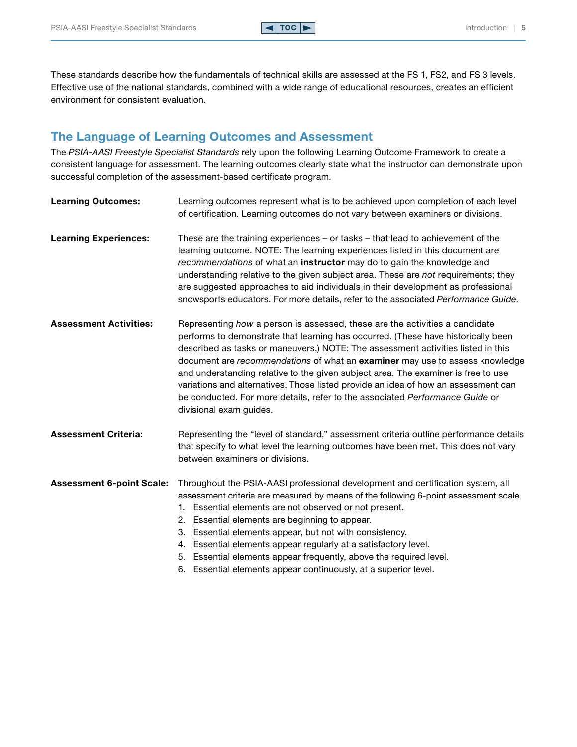These standards describe how the fundamentals of technical skills are assessed at the FS 1, FS2, and FS 3 levels. Effective use of the national standards, combined with a wide range of educational resources, creates an efficient environment for consistent evaluation.

## The Language of Learning Outcomes and Assessment

The *PSIA-AASI Freestyle Specialist Standards* rely upon the following Learning Outcome Framework to create a consistent language for assessment. The learning outcomes clearly state what the instructor can demonstrate upon successful completion of the assessment-based certificate program.

**Learning Outcomes:** Learning outcomes represent what is to be achieved upon completion of each level of certification. Learning outcomes do not vary between examiners or divisions.

**Learning Experiences:** These are the training experiences – or tasks – that lead to achievement of the learning outcome. NOTE: The learning experiences listed in this document are *recommendations* of what an **instructor** may do to gain the knowledge and understanding relative to the given subject area. These are *not* requirements; they are suggested approaches to aid individuals in their development as professional snowsports educators. For more details, refer to the associated *Performance Guide*.

**Assessment Activities:** Representing *how* a person is assessed, these are the activities a candidate performs to demonstrate that learning has occurred. (These have historically been described as tasks or maneuvers.) NOTE: The assessment activities listed in this document are *recommendations* of what an **examiner** may use to assess knowledge and understanding relative to the given subject area. The examiner is free to use variations and alternatives. Those listed provide an idea of how an assessment can be conducted. For more details, refer to the associated *Performance Guide* or divisional exam guides.

**Assessment Criteria:** Representing the "level of standard," assessment criteria outline performance details that specify to what level the learning outcomes have been met. This does not vary between examiners or divisions.

**Assessment 6-point Scale:** Throughout the PSIA-AASI professional development and certification system, all assessment criteria are measured by means of the following 6-point assessment scale.

1. Essential elements are not observed or not present.
2. Essential elements are beginning to appear.
3. Essential elements appear, but not with consistency.
4. Essential elements appear regularly at a satisfactory level.
5. Essential elements appear frequently, above the required level.
6. Essential elements appear continuously, at a superior level.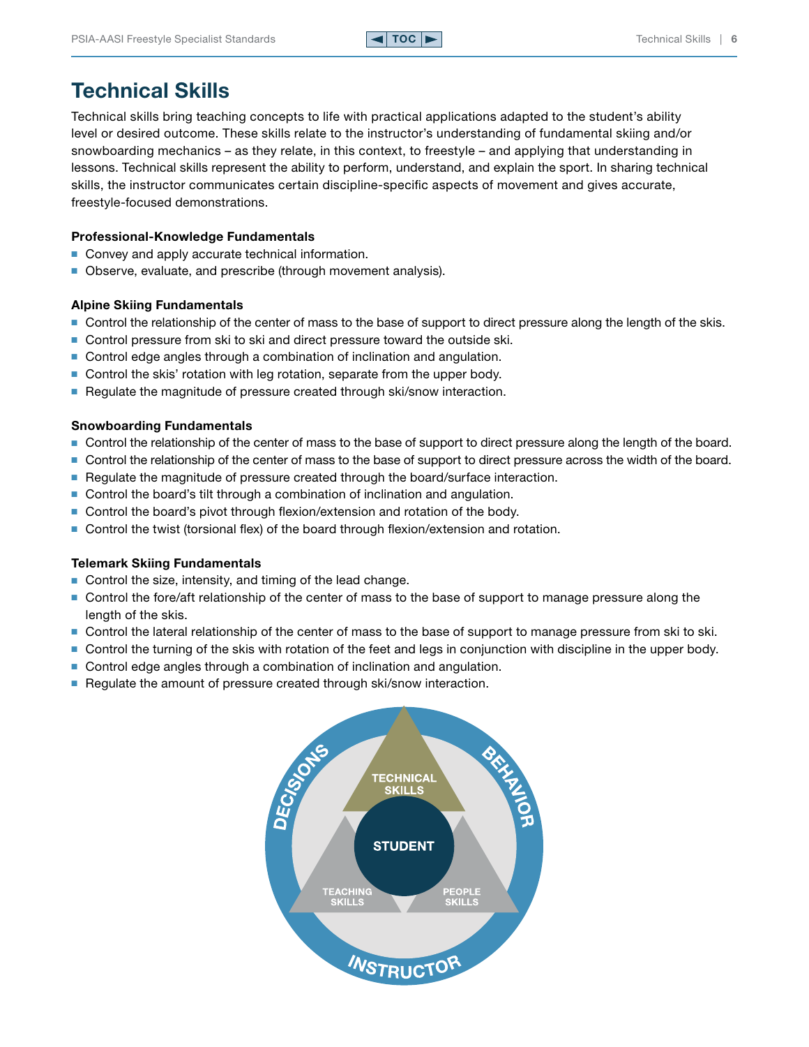# Technical Skills

Technical skills bring teaching concepts to life with practical applications adapted to the student's ability level or desired outcome. These skills relate to the instructor's understanding of fundamental skiing and/or snowboarding mechanics – as they relate, in this context, to freestyle – and applying that understanding in lessons. Technical skills represent the ability to perform, understand, and explain the sport. In sharing technical skills, the instructor communicates certain discipline-specific aspects of movement and gives accurate, freestyle-focused demonstrations.

**Professional-Knowledge Fundamentals**

- Convey and apply accurate technical information.
- Observe, evaluate, and prescribe (through movement analysis).

**Alpine Skiing Fundamentals**

- Control the relationship of the center of mass to the base of support to direct pressure along the length of the skis.
- Control pressure from ski to ski and direct pressure toward the outside ski.
- Control edge angles through a combination of inclination and angulation.
- Control the skis' rotation with leg rotation, separate from the upper body.
- Regulate the magnitude of pressure created through ski/snow interaction.

**Snowboarding Fundamentals**

- Control the relationship of the center of mass to the base of support to direct pressure along the length of the board.
- Control the relationship of the center of mass to the base of support to direct pressure across the width of the board.
- Regulate the magnitude of pressure created through the board/surface interaction.
- Control the board's tilt through a combination of inclination and angulation.
- Control the board's pivot through flexion/extension and rotation of the body.
- Control the twist (torsional flex) of the board through flexion/extension and rotation.

**Telemark Skiing Fundamentals**

- Control the size, intensity, and timing of the lead change.
- Control the fore/aft relationship of the center of mass to the base of support to manage pressure along the length of the skis.
- Control the lateral relationship of the center of mass to the base of support to manage pressure from ski to ski.
- Control the turning of the skis with rotation of the feet and legs in conjunction with discipline in the upper body.
- Control edge angles through a combination of inclination and angulation.
- Regulate the amount of pressure created through ski/snow interaction.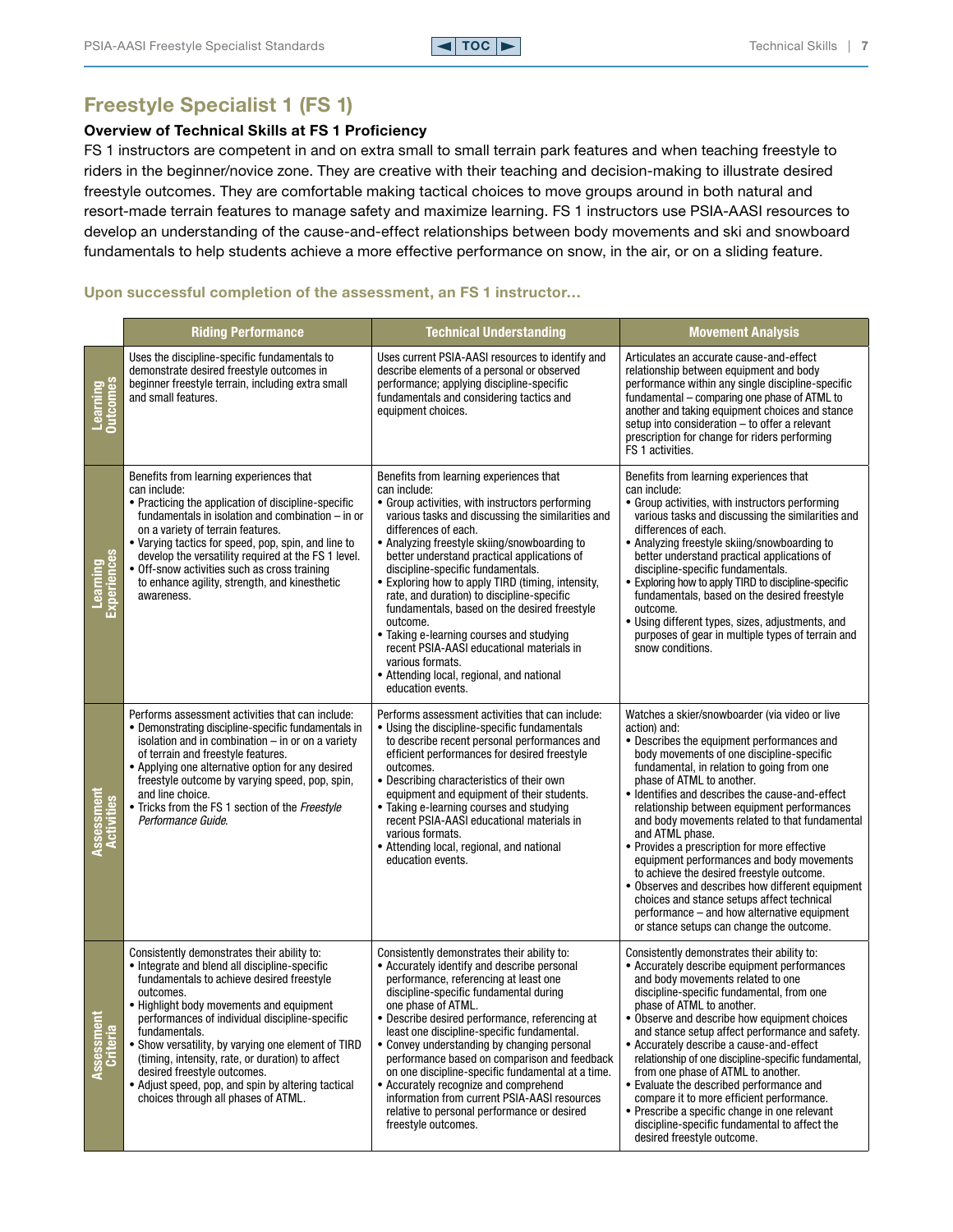## Freestyle Specialist 1 (FS 1)

### Overview of Technical Skills at FS 1 Proficiency

FS 1 instructors are competent in and on extra small to small terrain park features and when teaching freestyle to riders in the beginner/novice zone. They are creative with their teaching and decision-making to illustrate desired freestyle outcomes. They are comfortable making tactical choices to move groups around in both natural and resort-made terrain features to manage safety and maximize learning. FS 1 instructors use PSIA-AASI resources to develop an understanding of the cause-and-effect relationships between body movements and ski and snowboard fundamentals to help students achieve a more effective performance on snow, in the air, or on a sliding feature.

#### Upon successful completion of the assessment, an FS 1 instructor…

| | Riding Performance | Technical Understanding | Movement Analysis |
|---|---|---|---|
| **Learning Outcomes** | Uses the discipline-specific fundamentals to demonstrate desired freestyle outcomes in beginner freestyle terrain, including extra small and small features. | Uses current PSIA-AASI resources to identify and describe elements of a personal or observed performance; applying discipline-specific fundamentals and considering tactics and equipment choices. | Articulates an accurate cause-and-effect relationship between equipment and body performance within any single discipline-specific fundamental – comparing one phase of ATML to another and taking equipment choices and stance setup into consideration – to offer a relevant prescription for change for riders performing FS 1 activities. |
| **Learning Experiences** | Benefits from learning experiences that can include:<br>• Practicing the application of discipline-specific fundamentals in isolation and combination – in or on a variety of terrain features.<br>• Varying tactics for speed, pop, spin, and line to develop the versatility required at the FS 1 level.<br>• Off-snow activities such as cross training to enhance agility, strength, and kinesthetic awareness. | Benefits from learning experiences that can include:<br>• Group activities, with instructors performing various tasks and discussing the similarities and differences of each.<br>• Analyzing freestyle skiing/snowboarding to better understand practical applications of discipline-specific fundamentals.<br>• Exploring how to apply TIRD (timing, intensity, rate, and duration) to discipline-specific fundamentals, based on the desired freestyle outcome.<br>• Taking e-learning courses and studying recent PSIA-AASI educational materials in various formats.<br>• Attending local, regional, and national education events. | Benefits from learning experiences that can include:<br>• Group activities, with instructors performing various tasks and discussing the similarities and differences of each.<br>• Analyzing freestyle skiing/snowboarding to better understand practical applications of discipline-specific fundamentals.<br>• Exploring how to apply TIRD to discipline-specific fundamentals, based on the desired freestyle outcome.<br>• Using different types, sizes, adjustments, and purposes of gear in multiple types of terrain and snow conditions. |
| **Assessment Activities** | Performs assessment activities that can include:<br>• Demonstrating discipline-specific fundamentals in isolation and in combination – in or on a variety of terrain and freestyle features.<br>• Applying one alternative option for any desired freestyle outcome by varying speed, pop, spin, and line choice.<br>• Tricks from the FS 1 section of the *Freestyle Performance Guide*. | Performs assessment activities that can include:<br>• Using the discipline-specific fundamentals to describe recent personal performances and efficient performances for desired freestyle outcomes.<br>• Describing characteristics of their own equipment and equipment of their students.<br>• Taking e-learning courses and studying recent PSIA-AASI educational materials in various formats.<br>• Attending local, regional, and national education events. | Watches a skier/snowboarder (via video or live action) and:<br>• Describes the equipment performances and body movements of one discipline-specific fundamental, in relation to going from one phase of ATML to another.<br>• Identifies and describes the cause-and-effect relationship between equipment performances and body movements related to that fundamental and ATML phase.<br>• Provides a prescription for more effective equipment performances and body movements to achieve the desired freestyle outcome.<br>• Observes and describes how different equipment choices and stance setups affect technical performance – and how alternative equipment or stance setups can change the outcome. |
| **Assessment Criteria** | Consistently demonstrates their ability to:<br>• Integrate and blend all discipline-specific fundamentals to achieve desired freestyle outcomes.<br>• Highlight body movements and equipment performances of individual discipline-specific fundamentals.<br>• Show versatility, by varying one element of TIRD (timing, intensity, rate, or duration) to affect desired freestyle outcomes.<br>• Adjust speed, pop, and spin by altering tactical choices through all phases of ATML. | Consistently demonstrates their ability to:<br>• Accurately identify and describe personal performance, referencing at least one discipline-specific fundamental during one phase of ATML.<br>• Describe desired performance, referencing at least one discipline-specific fundamental.<br>• Convey understanding by changing personal performance based on comparison and feedback on one discipline-specific fundamental at a time.<br>• Accurately recognize and comprehend information from current PSIA-AASI resources relative to personal performance or desired freestyle outcomes. | Consistently demonstrates their ability to:<br>• Accurately describe equipment performances and body movements related to one discipline-specific fundamental, from one phase of ATML to another.<br>• Observe and describe how equipment choices and stance setup affect performance and safety.<br>• Accurately describe a cause-and-effect relationship of one discipline-specific fundamental, from one phase of ATML to another.<br>• Evaluate the described performance and compare it to more efficient performance.<br>• Prescribe a specific change in one relevant discipline-specific fundamental to affect the desired freestyle outcome. |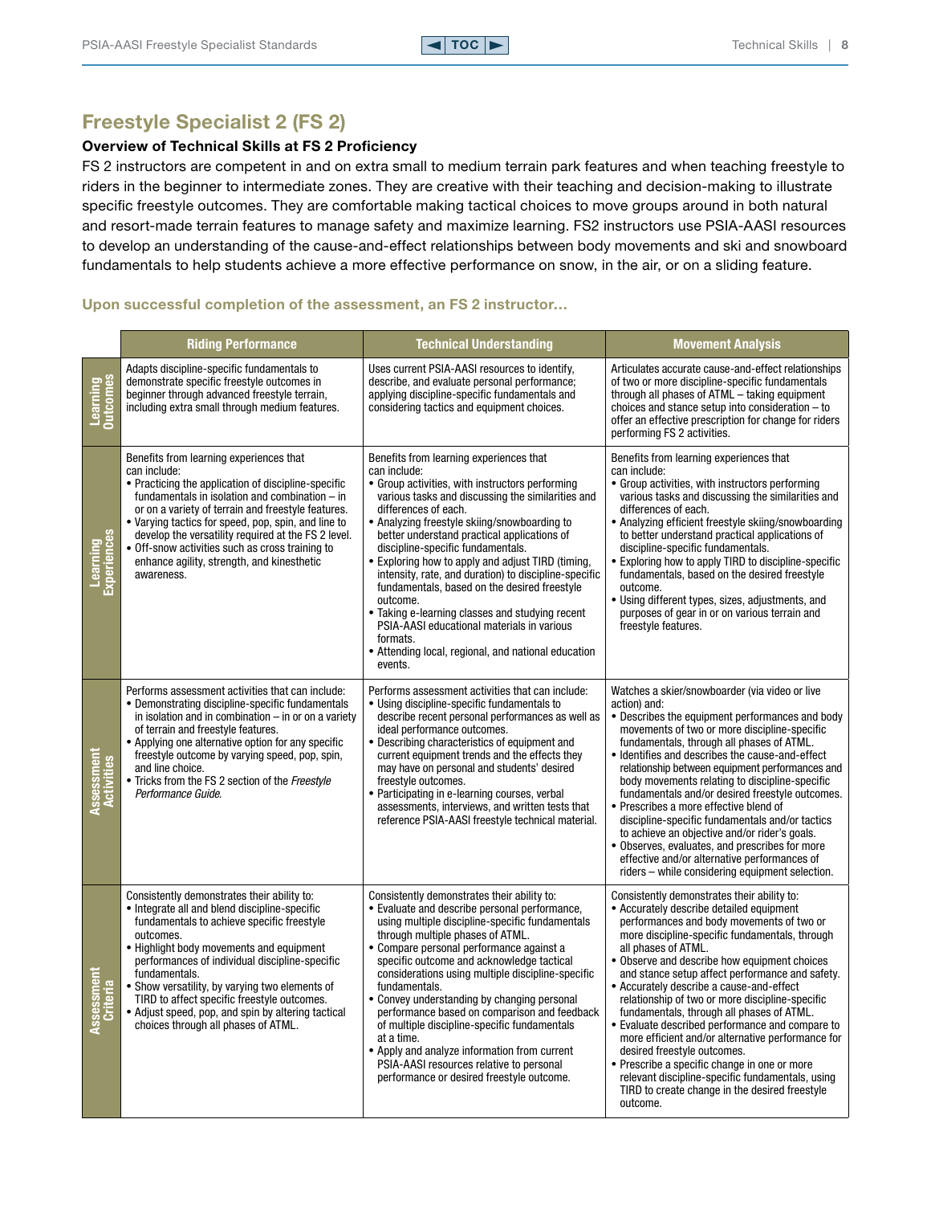## Freestyle Specialist 2 (FS 2)

**Overview of Technical Skills at FS 2 Proficiency**

FS 2 instructors are competent in and on extra small to medium terrain park features and when teaching freestyle to riders in the beginner to intermediate zones. They are creative with their teaching and decision-making to illustrate specific freestyle outcomes. They are comfortable making tactical choices to move groups around in both natural and resort-made terrain features to manage safety and maximize learning. FS2 instructors use PSIA-AASI resources to develop an understanding of the cause-and-effect relationships between body movements and ski and snowboard fundamentals to help students achieve a more effective performance on snow, in the air, or on a sliding feature.

### Upon successful completion of the assessment, an FS 2 instructor...

| | Riding Performance | Technical Understanding | Movement Analysis |
|---|---|---|---|
| **Learning Outcomes** | Adapts discipline-specific fundamentals to demonstrate specific freestyle outcomes in beginner through advanced freestyle terrain, including extra small through medium features. | Uses current PSIA-AASI resources to identify, describe, and evaluate personal performance; applying discipline-specific fundamentals and considering tactics and equipment choices. | Articulates accurate cause-and-effect relationships of two or more discipline-specific fundamentals through all phases of ATML – taking equipment choices and stance setup into consideration – to offer an effective prescription for change for riders performing FS 2 activities. |
| **Learning Experiences** | Benefits from learning experiences that can include:<br>• Practicing the application of discipline-specific fundamentals in isolation and combination – in or on a variety of terrain and freestyle features.<br>• Varying tactics for speed, pop, spin, and line to develop the versatility required at the FS 2 level.<br>• Off-snow activities such as cross training to enhance agility, strength, and kinesthetic awareness. | Benefits from learning experiences that can include:<br>• Group activities, with instructors performing various tasks and discussing the similarities and differences of each.<br>• Analyzing freestyle skiing/snowboarding to better understand practical applications of discipline-specific fundamentals.<br>• Exploring how to apply and adjust TIRD (timing, intensity, rate, and duration) to discipline-specific fundamentals, based on the desired freestyle outcome.<br>• Taking e-learning classes and studying recent PSIA-AASI educational materials in various formats.<br>• Attending local, regional, and national education events. | Benefits from learning experiences that can include:<br>• Group activities, with instructors performing various tasks and discussing the similarities and differences of each.<br>• Analyzing efficient freestyle skiing/snowboarding to better understand practical applications of discipline-specific fundamentals.<br>• Exploring how to apply TIRD to discipline-specific fundamentals, based on the desired freestyle outcome.<br>• Using different types, sizes, adjustments, and purposes of gear in or on various terrain and freestyle features. |
| **Assessment Activities** | Performs assessment activities that can include:<br>• Demonstrating discipline-specific fundamentals in isolation and in combination – in or on a variety of terrain and freestyle features.<br>• Applying one alternative option for any specific freestyle outcome by varying speed, pop, spin, and line choice.<br>• Tricks from the FS 2 section of the *Freestyle Performance Guide.* | Performs assessment activities that can include:<br>• Using discipline-specific fundamentals to describe recent personal performances as well as ideal performance outcomes.<br>• Describing characteristics of equipment and current equipment trends and the effects they may have on personal and students' desired freestyle outcomes.<br>• Participating in e-learning courses, verbal assessments, interviews, and written tests that reference PSIA-AASI freestyle technical material. | Watches a skier/snowboarder (via video or live action) and:<br>• Describes the equipment performances and body movements of two or more discipline-specific fundamentals, through all phases of ATML.<br>• Identifies and describes the cause-and-effect relationship between equipment performances and body movements relating to discipline-specific fundamentals and/or desired freestyle outcomes.<br>• Prescribes a more effective blend of discipline-specific fundamentals and/or tactics to achieve an objective and/or rider's goals.<br>• Observes, evaluates, and prescribes for more effective and/or alternative performances of riders – while considering equipment selection. |
| **Assessment Criteria** | Consistently demonstrates their ability to:<br>• Integrate all and blend discipline-specific fundamentals to achieve specific freestyle outcomes.<br>• Highlight body movements and equipment performances of individual discipline-specific fundamentals.<br>• Show versatility, by varying two elements of TIRD to affect specific freestyle outcomes.<br>• Adjust speed, pop, and spin by altering tactical choices through all phases of ATML. | Consistently demonstrates their ability to:<br>• Evaluate and describe personal performance, using multiple discipline-specific fundamentals through multiple phases of ATML.<br>• Compare personal performance against a specific outcome and acknowledge tactical considerations using multiple discipline-specific fundamentals.<br>• Convey understanding by changing personal performance based on comparison and feedback of multiple discipline-specific fundamentals at a time.<br>• Apply and analyze information from current PSIA-AASI resources relative to personal performance or desired freestyle outcome. | Consistently demonstrates their ability to:<br>• Accurately describe detailed equipment performances and body movements of two or more discipline-specific fundamentals, through all phases of ATML.<br>• Observe and describe how equipment choices and stance setup affect performance and safety.<br>• Accurately describe a cause-and-effect relationship of two or more discipline-specific fundamentals, through all phases of ATML.<br>• Evaluate described performance and compare to more efficient and/or alternative performance for desired freestyle outcomes.<br>• Prescribe a specific change in one or more relevant discipline-specific fundamentals, using TIRD to create change in the desired freestyle outcome. |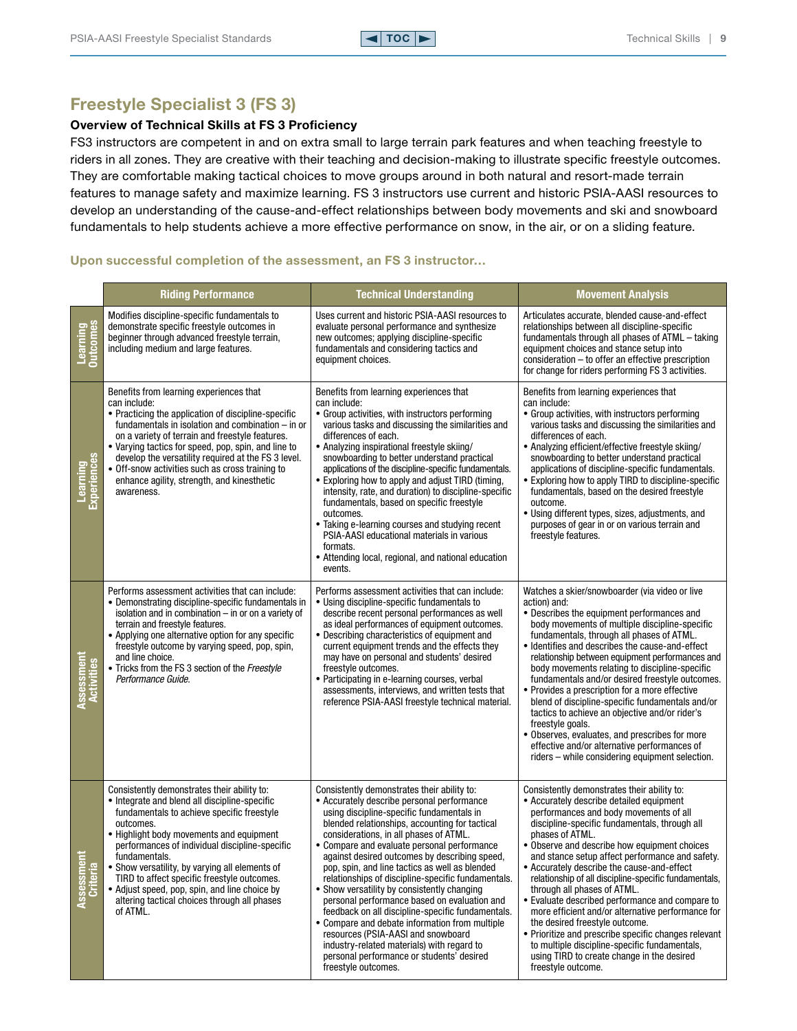## Freestyle Specialist 3 (FS 3)

### Overview of Technical Skills at FS 3 Proficiency

FS3 instructors are competent in and on extra small to large terrain park features and when teaching freestyle to riders in all zones. They are creative with their teaching and decision-making to illustrate specific freestyle outcomes. They are comfortable making tactical choices to move groups around in both natural and resort-made terrain features to manage safety and maximize learning. FS 3 instructors use current and historic PSIA-AASI resources to develop an understanding of the cause-and-effect relationships between body movements and ski and snowboard fundamentals to help students achieve a more effective performance on snow, in the air, or on a sliding feature.

**Upon successful completion of the assessment, an FS 3 instructor…**

| | Riding Performance | Technical Understanding | Movement Analysis |
|---|---|---|---|
| **Learning Outcomes** | Modifies discipline-specific fundamentals to demonstrate specific freestyle outcomes in beginner through advanced freestyle terrain, including medium and large features. | Uses current and historic PSIA-AASI resources to evaluate personal performance and synthesize new outcomes; applying discipline-specific fundamentals and considering tactics and equipment choices. | Articulates accurate, blended cause-and-effect relationships between all discipline-specific fundamentals through all phases of ATML – taking equipment choices and stance setup into consideration – to offer an effective prescription for change for riders performing FS 3 activities. |
| **Learning Experiences** | Benefits from learning experiences that can include:<br>• Practicing the application of discipline-specific fundamentals in isolation and combination – in or on a variety of terrain and freestyle features.<br>• Varying tactics for speed, pop, spin, and line to develop the versatility required at the FS 3 level.<br>• Off-snow activities such as cross training to enhance agility, strength, and kinesthetic awareness. | Benefits from learning experiences that can include:<br>• Group activities, with instructors performing various tasks and discussing the similarities and differences of each.<br>• Analyzing inspirational freestyle skiing/snowboarding to better understand practical applications of the discipline-specific fundamentals.<br>• Exploring how to apply and adjust TIRD (timing, intensity, rate, and duration) to discipline-specific fundamentals, based on specific freestyle outcomes.<br>• Taking e-learning courses and studying recent PSIA-AASI educational materials in various formats.<br>• Attending local, regional, and national education events. | Benefits from learning experiences that can include:<br>• Group activities, with instructors performing various tasks and discussing the similarities and differences of each.<br>• Analyzing efficient/effective freestyle skiing/snowboarding to better understand practical applications of discipline-specific fundamentals.<br>• Exploring how to apply TIRD to discipline-specific fundamentals, based on the desired freestyle outcome.<br>• Using different types, sizes, adjustments, and purposes of gear in or on various terrain and freestyle features. |
| **Assessment Activities** | Performs assessment activities that can include:<br>• Demonstrating discipline-specific fundamentals in isolation and in combination – in or on a variety of terrain and freestyle features.<br>• Applying one alternative option for any specific freestyle outcome by varying speed, pop, spin, and line choice.<br>• Tricks from the FS 3 section of the *Freestyle Performance Guide.* | Performs assessment activities that can include:<br>• Using discipline-specific fundamentals to describe recent personal performances as well as ideal performances of equipment outcomes.<br>• Describing characteristics of equipment and current equipment trends and the effects they may have on personal and students' desired freestyle outcomes.<br>• Participating in e-learning courses, verbal assessments, interviews, and written tests that reference PSIA-AASI freestyle technical material. | Watches a skier/snowboarder (via video or live action) and:<br>• Describes the equipment performances and body movements of multiple discipline-specific fundamentals, through all phases of ATML.<br>• Identifies and describes the cause-and-effect relationship between equipment performances and body movements relating to discipline-specific fundamentals and/or desired freestyle outcomes.<br>• Provides a prescription for a more effective blend of discipline-specific fundamentals and/or tactics to achieve an objective and/or rider's freestyle goals.<br>• Observes, evaluates, and prescribes for more effective and/or alternative performances of riders – while considering equipment selection. |
| **Assessment Criteria** | Consistently demonstrates their ability to:<br>• Integrate and blend all discipline-specific fundamentals to achieve specific freestyle outcomes.<br>• Highlight body movements and equipment performances of individual discipline-specific fundamentals.<br>• Show versatility, by varying all elements of TIRD to affect specific freestyle outcomes.<br>• Adjust speed, pop, spin, and line choice by altering tactical choices through all phases of ATML. | Consistently demonstrates their ability to:<br>• Accurately describe personal performance using discipline-specific fundamentals in blended relationships, accounting for tactical considerations, in all phases of ATML.<br>• Compare and evaluate personal performance against desired outcomes by describing speed, pop, spin, and line tactics as well as blended relationships of discipline-specific fundamentals.<br>• Show versatility by consistently changing personal performance based on evaluation and feedback on all discipline-specific fundamentals.<br>• Compare and debate information from multiple resources (PSIA-AASI and snowboard industry-related materials) with regard to personal performance or students' desired freestyle outcomes. | Consistently demonstrates their ability to:<br>• Accurately describe detailed equipment performances and body movements of all discipline-specific fundamentals, through all phases of ATML.<br>• Observe and describe how equipment choices and stance setup affect performance and safety.<br>• Accurately describe the cause-and-effect relationship of all discipline-specific fundamentals, through all phases of ATML.<br>• Evaluate described performance and compare to more efficient and/or alternative performance for the desired freestyle outcome.<br>• Prioritize and prescribe specific changes relevant to multiple discipline-specific fundamentals, using TIRD to create change in the desired freestyle outcome. |